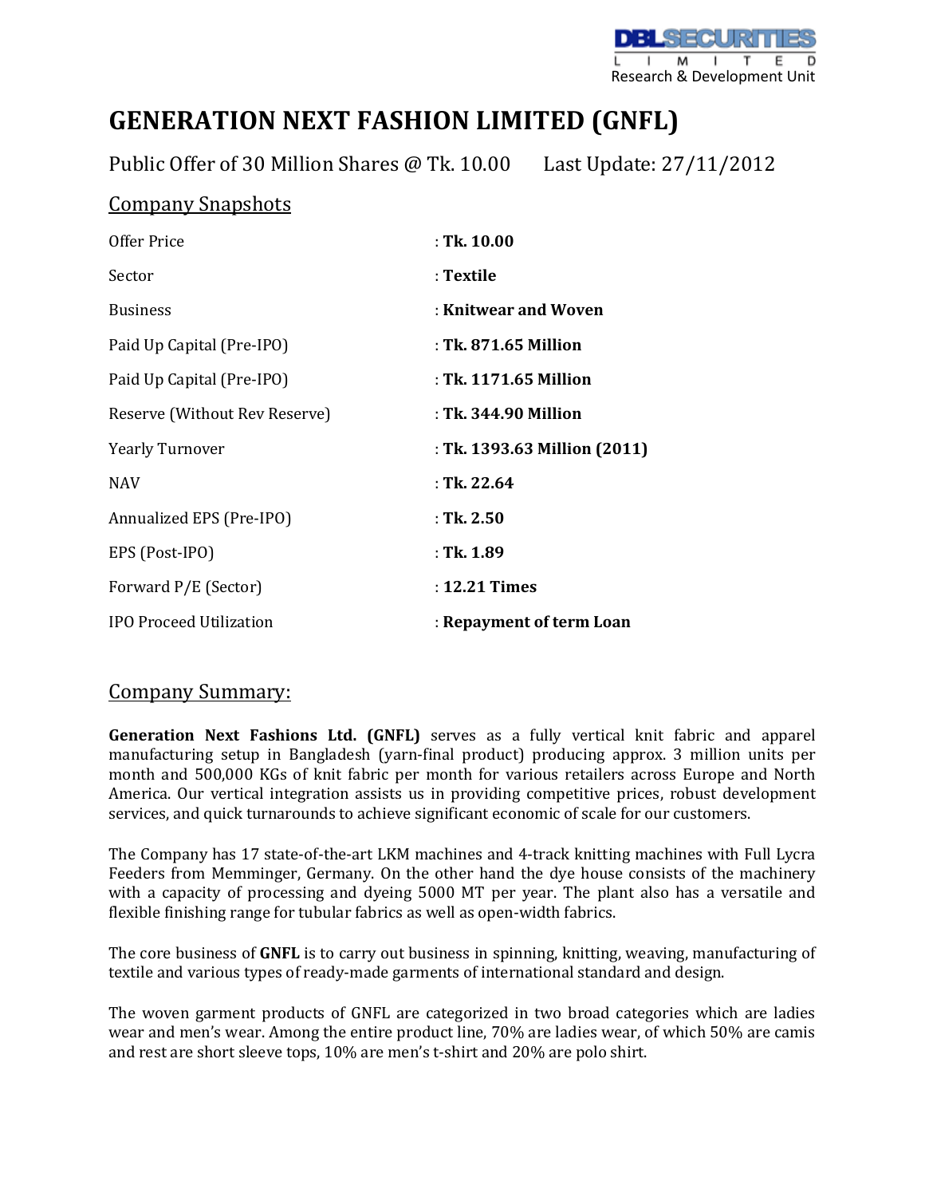# GENERATION NEXT FASHION LIMITED (GNFL)

Public Offer of 30 Million Shares @ Tk. 10.00 Last Update: 27/11/2012

## Company Snapshots

| | |
|---|---|
| Offer Price | : **Tk. 10.00** |
| Sector | : **Textile** |
| Business | : **Knitwear and Woven** |
| Paid Up Capital (Pre-IPO) | : **Tk. 871.65 Million** |
| Paid Up Capital (Pre-IPO) | : **Tk. 1171.65 Million** |
| Reserve (Without Rev Reserve) | : **Tk. 344.90 Million** |
| Yearly Turnover | : **Tk. 1393.63 Million (2011)** |
| NAV | : **Tk. 22.64** |
| Annualized EPS (Pre-IPO) | : **Tk. 2.50** |
| EPS (Post-IPO) | : **Tk. 1.89** |
| Forward P/E (Sector) | : **12.21 Times** |
| IPO Proceed Utilization | : **Repayment of term Loan** |

## Company Summary:

**Generation Next Fashions Ltd. (GNFL)** serves as a fully vertical knit fabric and apparel manufacturing setup in Bangladesh (yarn-final product) producing approx. 3 million units per month and 500,000 KGs of knit fabric per month for various retailers across Europe and North America. Our vertical integration assists us in providing competitive prices, robust development services, and quick turnarounds to achieve significant economic of scale for our customers.

The Company has 17 state-of-the-art LKM machines and 4-track knitting machines with Full Lycra Feeders from Memminger, Germany. On the other hand the dye house consists of the machinery with a capacity of processing and dyeing 5000 MT per year. The plant also has a versatile and flexible finishing range for tubular fabrics as well as open-width fabrics.

The core business of **GNFL** is to carry out business in spinning, knitting, weaving, manufacturing of textile and various types of ready-made garments of international standard and design.

The woven garment products of GNFL are categorized in two broad categories which are ladies wear and men's wear. Among the entire product line, 70% are ladies wear, of which 50% are camis and rest are short sleeve tops, 10% are men's t-shirt and 20% are polo shirt.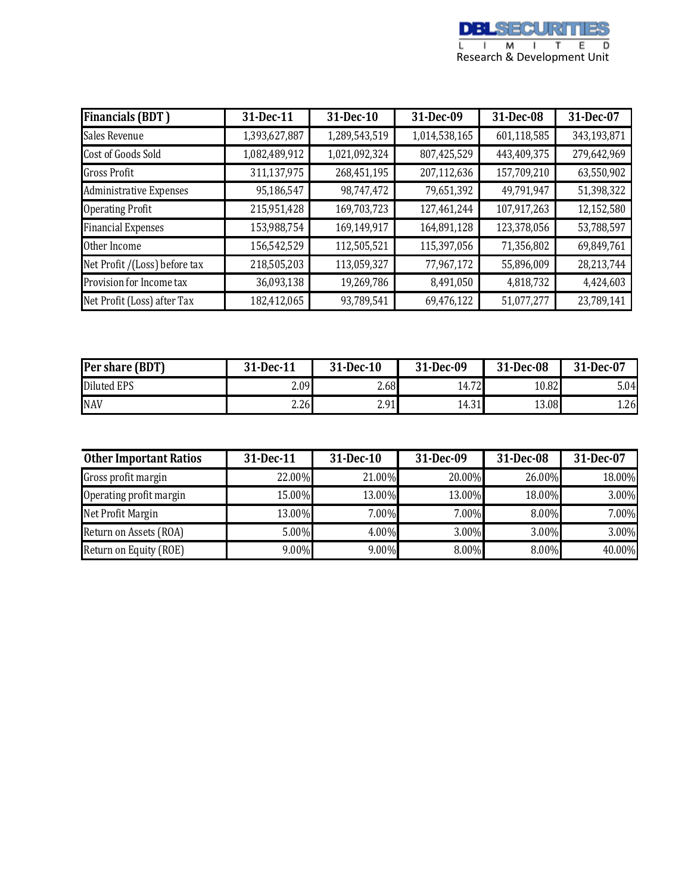| Financials (BDT ) | 31-Dec-11 | 31-Dec-10 | 31-Dec-09 | 31-Dec-08 | 31-Dec-07 |
|---|---|---|---|---|---|
| Sales Revenue | 1,393,627,887 | 1,289,543,519 | 1,014,538,165 | 601,118,585 | 343,193,871 |
| Cost of Goods Sold | 1,082,489,912 | 1,021,092,324 | 807,425,529 | 443,409,375 | 279,642,969 |
| Gross Profit | 311,137,975 | 268,451,195 | 207,112,636 | 157,709,210 | 63,550,902 |
| Administrative Expenses | 95,186,547 | 98,747,472 | 79,651,392 | 49,791,947 | 51,398,322 |
| Operating Profit | 215,951,428 | 169,703,723 | 127,461,244 | 107,917,263 | 12,152,580 |
| Financial Expenses | 153,988,754 | 169,149,917 | 164,891,128 | 123,378,056 | 53,788,597 |
| Other Income | 156,542,529 | 112,505,521 | 115,397,056 | 71,356,802 | 69,849,761 |
| Net Profit /(Loss) before tax | 218,505,203 | 113,059,327 | 77,967,172 | 55,896,009 | 28,213,744 |
| Provision for Income tax | 36,093,138 | 19,269,786 | 8,491,050 | 4,818,732 | 4,424,603 |
| Net Profit (Loss) after Tax | 182,412,065 | 93,789,541 | 69,476,122 | 51,077,277 | 23,789,141 |

| Per share (BDT) | 31-Dec-11 | 31-Dec-10 | 31-Dec-09 | 31-Dec-08 | 31-Dec-07 |
|---|---|---|---|---|---|
| Diluted EPS | 2.09 | 2.68 | 14.72 | 10.82 | 5.04 |
| NAV | 2.26 | 2.91 | 14.31 | 13.08 | 1.26 |

| Other Important Ratios | 31-Dec-11 | 31-Dec-10 | 31-Dec-09 | 31-Dec-08 | 31-Dec-07 |
|---|---|---|---|---|---|
| Gross profit margin | 22.00% | 21.00% | 20.00% | 26.00% | 18.00% |
| Operating profit margin | 15.00% | 13.00% | 13.00% | 18.00% | 3.00% |
| Net Profit Margin | 13.00% | 7.00% | 7.00% | 8.00% | 7.00% |
| Return on Assets (ROA) | 5.00% | 4.00% | 3.00% | 3.00% | 3.00% |
| Return on Equity (ROE) | 9.00% | 9.00% | 8.00% | 8.00% | 40.00% |